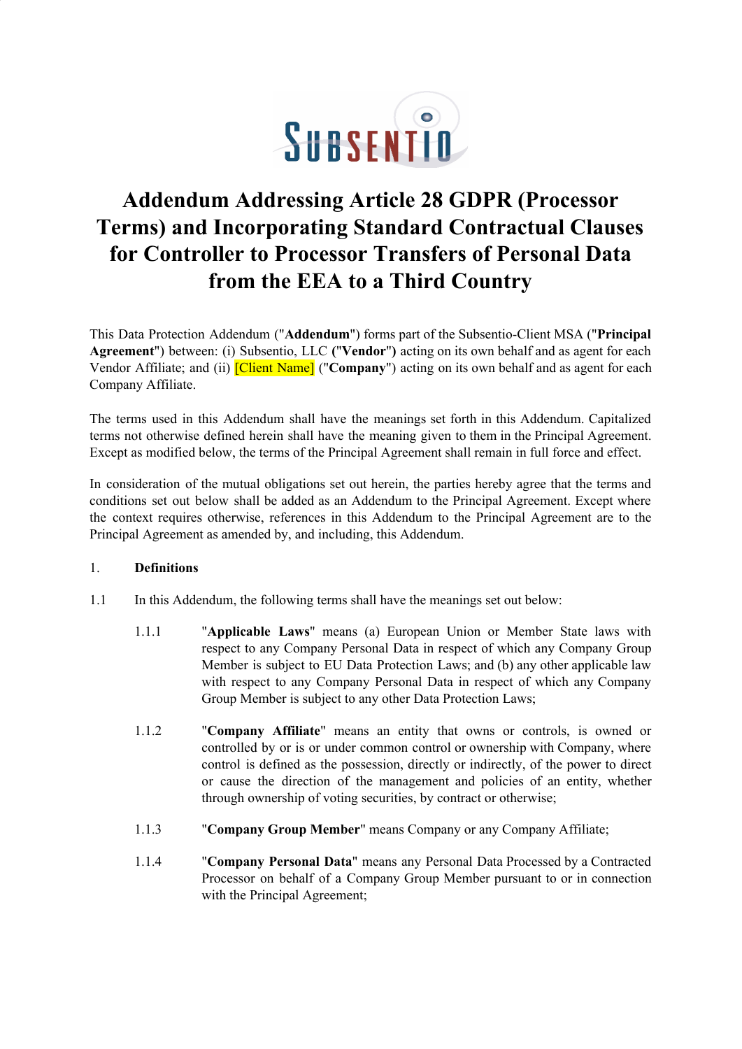# Addendum Addressing Article 28 GDPR (Processor Terms) and Incorporating Standard Contractual Clauses for Controller to Processor Transfers of Personal Data from the EEA to a Third Country

This Data Protection Addendum ("**Addendum**") forms part of the Subsentio-Client MSA ("**Principal Agreement**") between: (i) Subsentio, LLC **("Vendor")** acting on its own behalf and as agent for each Vendor Affiliate; and (ii) [Client Name] ("**Company**") acting on its own behalf and as agent for each Company Affiliate.

The terms used in this Addendum shall have the meanings set forth in this Addendum. Capitalized terms not otherwise defined herein shall have the meaning given to them in the Principal Agreement. Except as modified below, the terms of the Principal Agreement shall remain in full force and effect.

In consideration of the mutual obligations set out herein, the parties hereby agree that the terms and conditions set out below shall be added as an Addendum to the Principal Agreement. Except where the context requires otherwise, references in this Addendum to the Principal Agreement are to the Principal Agreement as amended by, and including, this Addendum.

1. **Definitions**

1.1 In this Addendum, the following terms shall have the meanings set out below:

1.1.1 "**Applicable Laws**" means (a) European Union or Member State laws with respect to any Company Personal Data in respect of which any Company Group Member is subject to EU Data Protection Laws; and (b) any other applicable law with respect to any Company Personal Data in respect of which any Company Group Member is subject to any other Data Protection Laws;

1.1.2 "**Company Affiliate**" means an entity that owns or controls, is owned or controlled by or is or under common control or ownership with Company, where control is defined as the possession, directly or indirectly, of the power to direct or cause the direction of the management and policies of an entity, whether through ownership of voting securities, by contract or otherwise;

1.1.3 "**Company Group Member**" means Company or any Company Affiliate;

1.1.4 "**Company Personal Data**" means any Personal Data Processed by a Contracted Processor on behalf of a Company Group Member pursuant to or in connection with the Principal Agreement;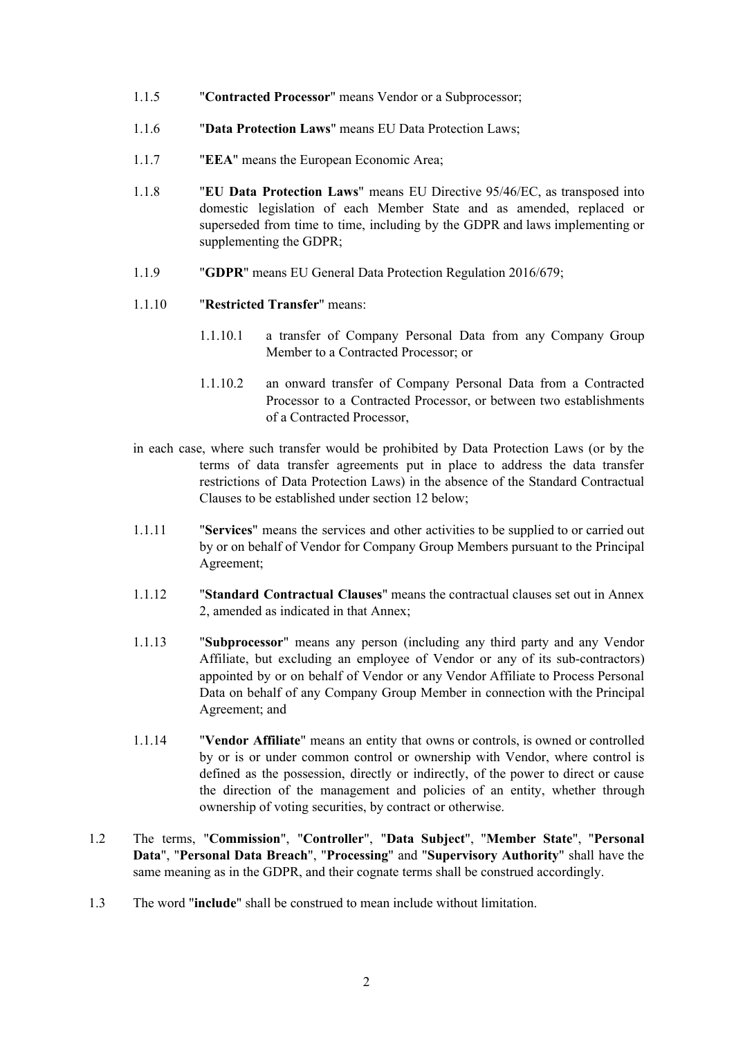1.1.5 "**Contracted Processor**" means Vendor or a Subprocessor;

1.1.6 "**Data Protection Laws**" means EU Data Protection Laws;

1.1.7 "**EEA**" means the European Economic Area;

1.1.8 "**EU Data Protection Laws**" means EU Directive 95/46/EC, as transposed into domestic legislation of each Member State and as amended, replaced or superseded from time to time, including by the GDPR and laws implementing or supplementing the GDPR;

1.1.9 "**GDPR**" means EU General Data Protection Regulation 2016/679;

1.1.10 "**Restricted Transfer**" means:

1.1.10.1 a transfer of Company Personal Data from any Company Group Member to a Contracted Processor; or

1.1.10.2 an onward transfer of Company Personal Data from a Contracted Processor to a Contracted Processor, or between two establishments of a Contracted Processor,

in each case, where such transfer would be prohibited by Data Protection Laws (or by the terms of data transfer agreements put in place to address the data transfer restrictions of Data Protection Laws) in the absence of the Standard Contractual Clauses to be established under section 12 below;

1.1.11 "**Services**" means the services and other activities to be supplied to or carried out by or on behalf of Vendor for Company Group Members pursuant to the Principal Agreement;

1.1.12 "**Standard Contractual Clauses**" means the contractual clauses set out in Annex 2, amended as indicated in that Annex;

1.1.13 "**Subprocessor**" means any person (including any third party and any Vendor Affiliate, but excluding an employee of Vendor or any of its sub-contractors) appointed by or on behalf of Vendor or any Vendor Affiliate to Process Personal Data on behalf of any Company Group Member in connection with the Principal Agreement; and

1.1.14 "**Vendor Affiliate**" means an entity that owns or controls, is owned or controlled by or is or under common control or ownership with Vendor, where control is defined as the possession, directly or indirectly, of the power to direct or cause the direction of the management and policies of an entity, whether through ownership of voting securities, by contract or otherwise.

1.2 The terms, "**Commission**", "**Controller**", "**Data Subject**", "**Member State**", "**Personal Data**", "**Personal Data Breach**", "**Processing**" and "**Supervisory Authority**" shall have the same meaning as in the GDPR, and their cognate terms shall be construed accordingly.

1.3 The word "**include**" shall be construed to mean include without limitation.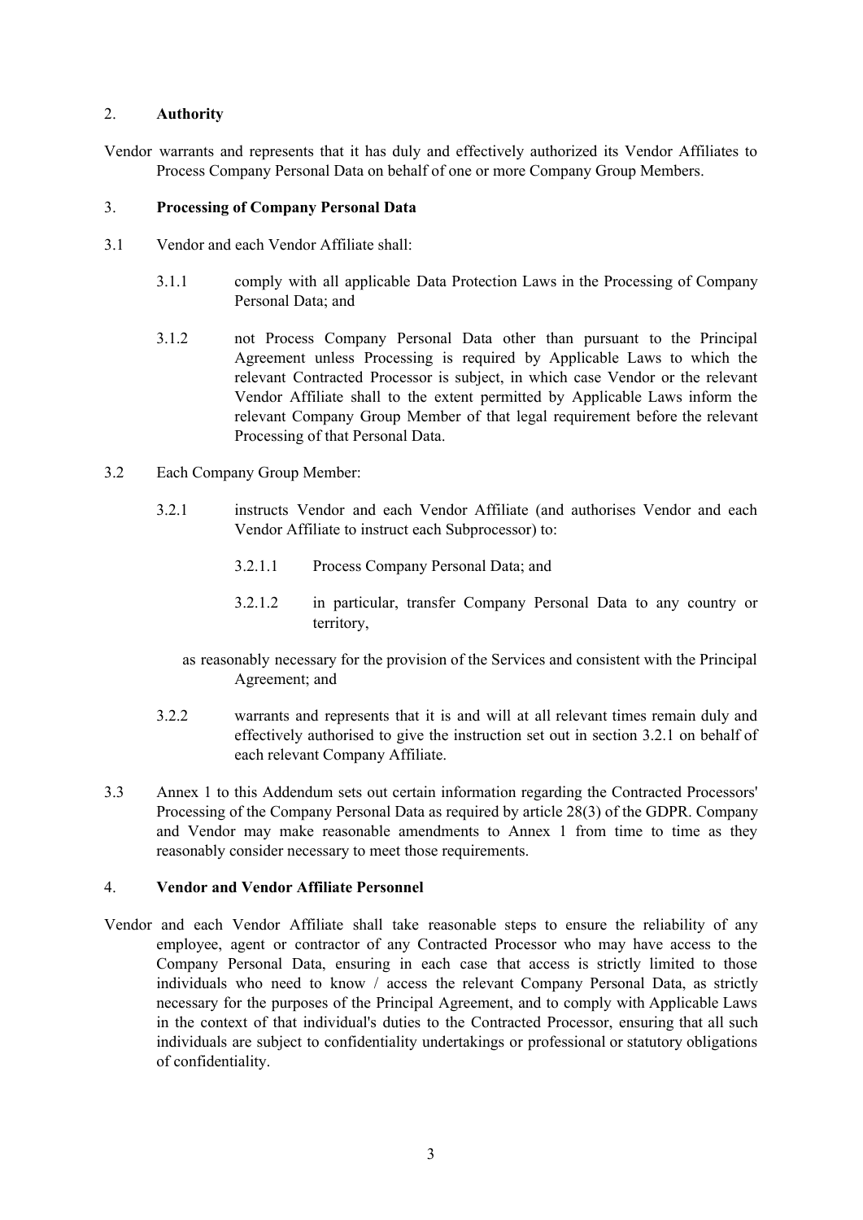## 2. **Authority**

Vendor warrants and represents that it has duly and effectively authorized its Vendor Affiliates to Process Company Personal Data on behalf of one or more Company Group Members.

## 3. **Processing of Company Personal Data**

3.1 Vendor and each Vendor Affiliate shall:

3.1.1 comply with all applicable Data Protection Laws in the Processing of Company Personal Data; and

3.1.2 not Process Company Personal Data other than pursuant to the Principal Agreement unless Processing is required by Applicable Laws to which the relevant Contracted Processor is subject, in which case Vendor or the relevant Vendor Affiliate shall to the extent permitted by Applicable Laws inform the relevant Company Group Member of that legal requirement before the relevant Processing of that Personal Data.

3.2 Each Company Group Member:

3.2.1 instructs Vendor and each Vendor Affiliate (and authorises Vendor and each Vendor Affiliate to instruct each Subprocessor) to:

3.2.1.1 Process Company Personal Data; and

3.2.1.2 in particular, transfer Company Personal Data to any country or territory,

as reasonably necessary for the provision of the Services and consistent with the Principal Agreement; and

3.2.2 warrants and represents that it is and will at all relevant times remain duly and effectively authorised to give the instruction set out in section 3.2.1 on behalf of each relevant Company Affiliate.

3.3 Annex 1 to this Addendum sets out certain information regarding the Contracted Processors' Processing of the Company Personal Data as required by article 28(3) of the GDPR. Company and Vendor may make reasonable amendments to Annex 1 from time to time as they reasonably consider necessary to meet those requirements.

## 4. **Vendor and Vendor Affiliate Personnel**

Vendor and each Vendor Affiliate shall take reasonable steps to ensure the reliability of any employee, agent or contractor of any Contracted Processor who may have access to the Company Personal Data, ensuring in each case that access is strictly limited to those individuals who need to know / access the relevant Company Personal Data, as strictly necessary for the purposes of the Principal Agreement, and to comply with Applicable Laws in the context of that individual's duties to the Contracted Processor, ensuring that all such individuals are subject to confidentiality undertakings or professional or statutory obligations of confidentiality.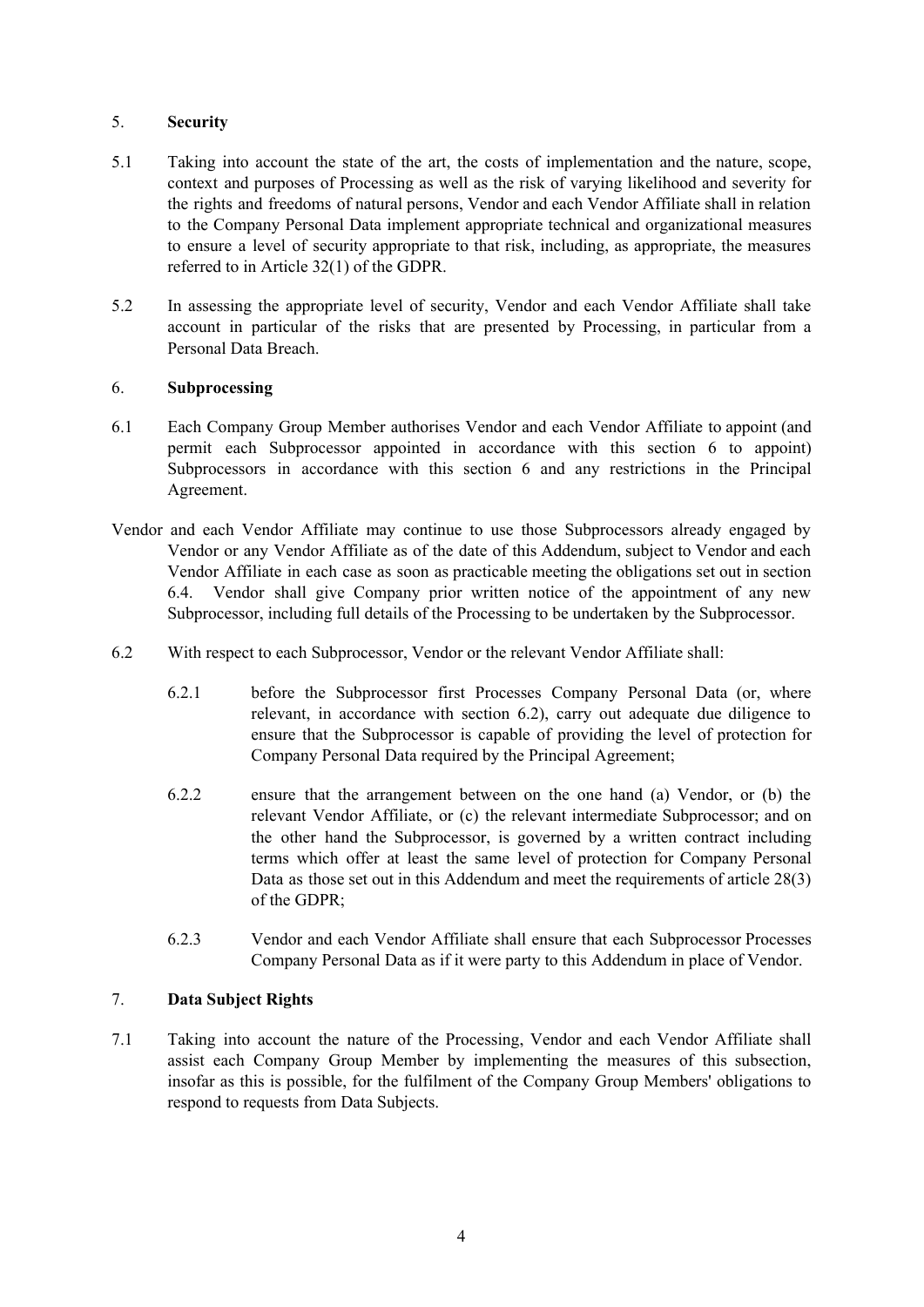5. **Security**

5.1 Taking into account the state of the art, the costs of implementation and the nature, scope, context and purposes of Processing as well as the risk of varying likelihood and severity for the rights and freedoms of natural persons, Vendor and each Vendor Affiliate shall in relation to the Company Personal Data implement appropriate technical and organizational measures to ensure a level of security appropriate to that risk, including, as appropriate, the measures referred to in Article 32(1) of the GDPR.

5.2 In assessing the appropriate level of security, Vendor and each Vendor Affiliate shall take account in particular of the risks that are presented by Processing, in particular from a Personal Data Breach.

6. **Subprocessing**

6.1 Each Company Group Member authorises Vendor and each Vendor Affiliate to appoint (and permit each Subprocessor appointed in accordance with this section 6 to appoint) Subprocessors in accordance with this section 6 and any restrictions in the Principal Agreement.

Vendor and each Vendor Affiliate may continue to use those Subprocessors already engaged by Vendor or any Vendor Affiliate as of the date of this Addendum, subject to Vendor and each Vendor Affiliate in each case as soon as practicable meeting the obligations set out in section 6.4. Vendor shall give Company prior written notice of the appointment of any new Subprocessor, including full details of the Processing to be undertaken by the Subprocessor.

6.2 With respect to each Subprocessor, Vendor or the relevant Vendor Affiliate shall:

6.2.1 before the Subprocessor first Processes Company Personal Data (or, where relevant, in accordance with section 6.2), carry out adequate due diligence to ensure that the Subprocessor is capable of providing the level of protection for Company Personal Data required by the Principal Agreement;

6.2.2 ensure that the arrangement between on the one hand (a) Vendor, or (b) the relevant Vendor Affiliate, or (c) the relevant intermediate Subprocessor; and on the other hand the Subprocessor, is governed by a written contract including terms which offer at least the same level of protection for Company Personal Data as those set out in this Addendum and meet the requirements of article 28(3) of the GDPR;

6.2.3 Vendor and each Vendor Affiliate shall ensure that each Subprocessor Processes Company Personal Data as if it were party to this Addendum in place of Vendor.

7. **Data Subject Rights**

7.1 Taking into account the nature of the Processing, Vendor and each Vendor Affiliate shall assist each Company Group Member by implementing the measures of this subsection, insofar as this is possible, for the fulfilment of the Company Group Members' obligations to respond to requests from Data Subjects.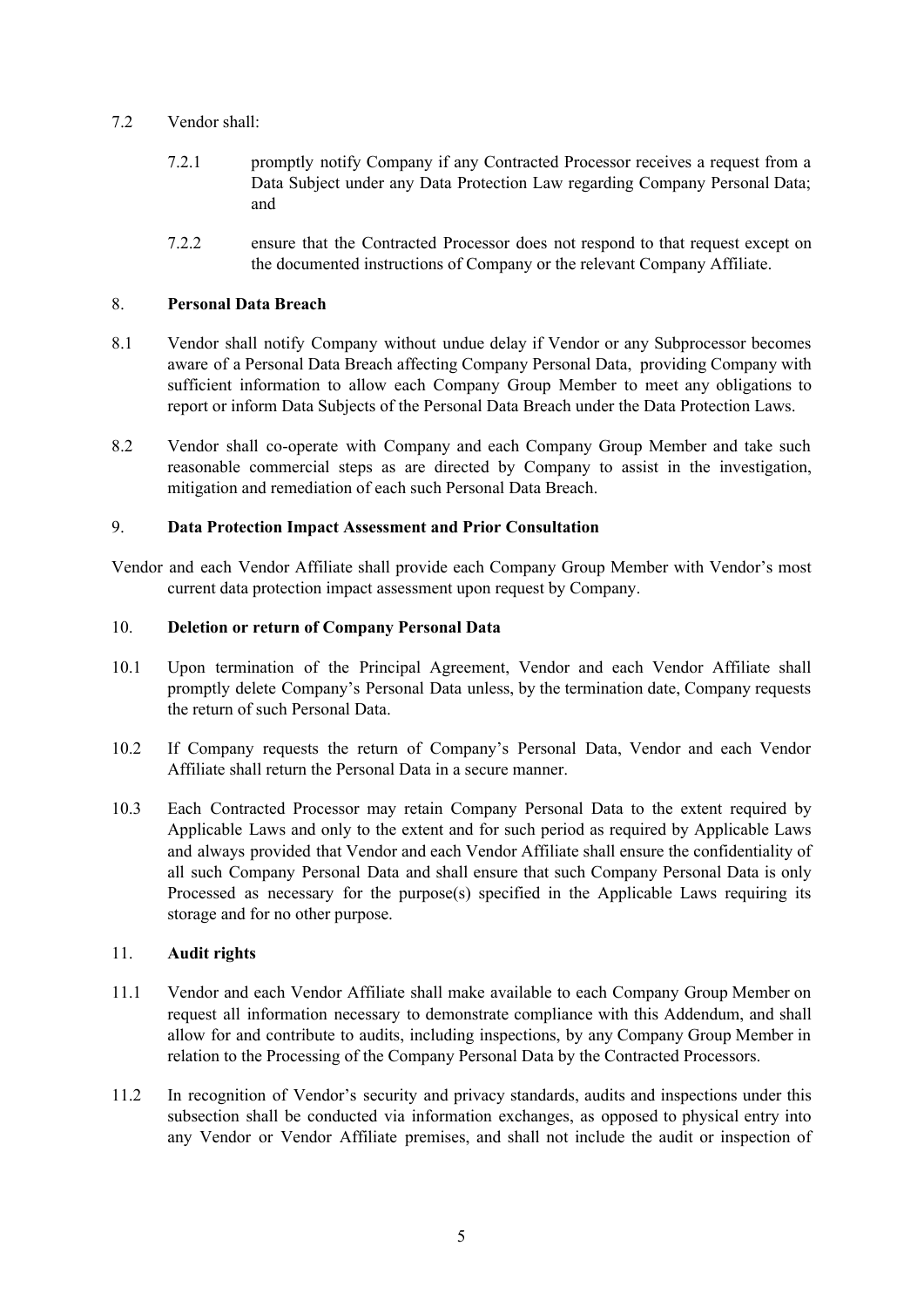7.2 Vendor shall:

7.2.1 promptly notify Company if any Contracted Processor receives a request from a Data Subject under any Data Protection Law regarding Company Personal Data; and

7.2.2 ensure that the Contracted Processor does not respond to that request except on the documented instructions of Company or the relevant Company Affiliate.

## 8. **Personal Data Breach**

8.1 Vendor shall notify Company without undue delay if Vendor or any Subprocessor becomes aware of a Personal Data Breach affecting Company Personal Data, providing Company with sufficient information to allow each Company Group Member to meet any obligations to report or inform Data Subjects of the Personal Data Breach under the Data Protection Laws.

8.2 Vendor shall co-operate with Company and each Company Group Member and take such reasonable commercial steps as are directed by Company to assist in the investigation, mitigation and remediation of each such Personal Data Breach.

## 9. **Data Protection Impact Assessment and Prior Consultation**

Vendor and each Vendor Affiliate shall provide each Company Group Member with Vendor's most current data protection impact assessment upon request by Company.

## 10. **Deletion or return of Company Personal Data**

10.1 Upon termination of the Principal Agreement, Vendor and each Vendor Affiliate shall promptly delete Company's Personal Data unless, by the termination date, Company requests the return of such Personal Data.

10.2 If Company requests the return of Company's Personal Data, Vendor and each Vendor Affiliate shall return the Personal Data in a secure manner.

10.3 Each Contracted Processor may retain Company Personal Data to the extent required by Applicable Laws and only to the extent and for such period as required by Applicable Laws and always provided that Vendor and each Vendor Affiliate shall ensure the confidentiality of all such Company Personal Data and shall ensure that such Company Personal Data is only Processed as necessary for the purpose(s) specified in the Applicable Laws requiring its storage and for no other purpose.

## 11. **Audit rights**

11.1 Vendor and each Vendor Affiliate shall make available to each Company Group Member on request all information necessary to demonstrate compliance with this Addendum, and shall allow for and contribute to audits, including inspections, by any Company Group Member in relation to the Processing of the Company Personal Data by the Contracted Processors.

11.2 In recognition of Vendor's security and privacy standards, audits and inspections under this subsection shall be conducted via information exchanges, as opposed to physical entry into any Vendor or Vendor Affiliate premises, and shall not include the audit or inspection of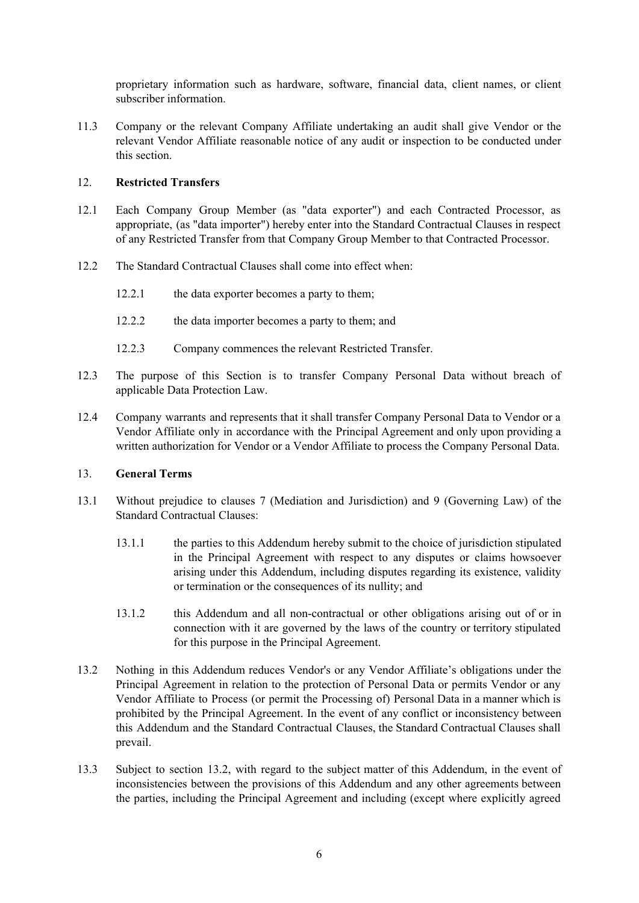proprietary information such as hardware, software, financial data, client names, or client subscriber information.

11.3 Company or the relevant Company Affiliate undertaking an audit shall give Vendor or the relevant Vendor Affiliate reasonable notice of any audit or inspection to be conducted under this section.

12. **Restricted Transfers**

12.1 Each Company Group Member (as "data exporter") and each Contracted Processor, as appropriate, (as "data importer") hereby enter into the Standard Contractual Clauses in respect of any Restricted Transfer from that Company Group Member to that Contracted Processor.

12.2 The Standard Contractual Clauses shall come into effect when:

12.2.1 the data exporter becomes a party to them;

12.2.2 the data importer becomes a party to them; and

12.2.3 Company commences the relevant Restricted Transfer.

12.3 The purpose of this Section is to transfer Company Personal Data without breach of applicable Data Protection Law.

12.4 Company warrants and represents that it shall transfer Company Personal Data to Vendor or a Vendor Affiliate only in accordance with the Principal Agreement and only upon providing a written authorization for Vendor or a Vendor Affiliate to process the Company Personal Data.

13. **General Terms**

13.1 Without prejudice to clauses 7 (Mediation and Jurisdiction) and 9 (Governing Law) of the Standard Contractual Clauses:

13.1.1 the parties to this Addendum hereby submit to the choice of jurisdiction stipulated in the Principal Agreement with respect to any disputes or claims howsoever arising under this Addendum, including disputes regarding its existence, validity or termination or the consequences of its nullity; and

13.1.2 this Addendum and all non-contractual or other obligations arising out of or in connection with it are governed by the laws of the country or territory stipulated for this purpose in the Principal Agreement.

13.2 Nothing in this Addendum reduces Vendor's or any Vendor Affiliate's obligations under the Principal Agreement in relation to the protection of Personal Data or permits Vendor or any Vendor Affiliate to Process (or permit the Processing of) Personal Data in a manner which is prohibited by the Principal Agreement. In the event of any conflict or inconsistency between this Addendum and the Standard Contractual Clauses, the Standard Contractual Clauses shall prevail.

13.3 Subject to section 13.2, with regard to the subject matter of this Addendum, in the event of inconsistencies between the provisions of this Addendum and any other agreements between the parties, including the Principal Agreement and including (except where explicitly agreed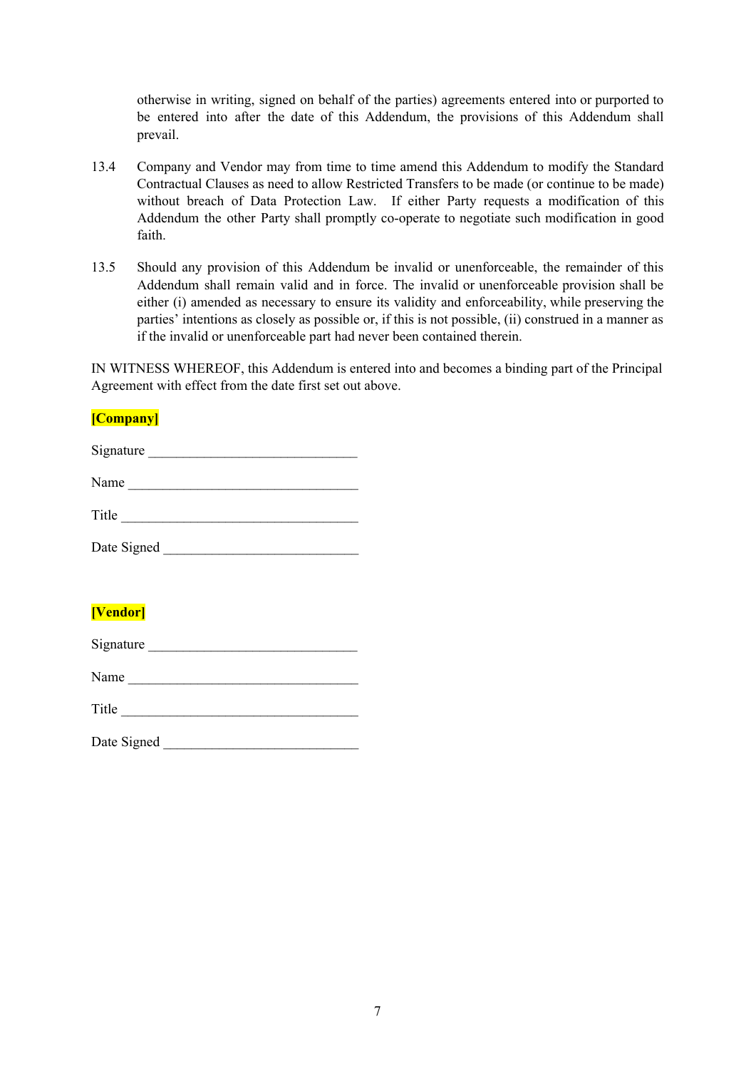otherwise in writing, signed on behalf of the parties) agreements entered into or purported to be entered into after the date of this Addendum, the provisions of this Addendum shall prevail.

13.4 Company and Vendor may from time to time amend this Addendum to modify the Standard Contractual Clauses as need to allow Restricted Transfers to be made (or continue to be made) without breach of Data Protection Law. If either Party requests a modification of this Addendum the other Party shall promptly co-operate to negotiate such modification in good faith.

13.5 Should any provision of this Addendum be invalid or unenforceable, the remainder of this Addendum shall remain valid and in force. The invalid or unenforceable provision shall be either (i) amended as necessary to ensure its validity and enforceability, while preserving the parties' intentions as closely as possible or, if this is not possible, (ii) construed in a manner as if the invalid or unenforceable part had never been contained therein.

IN WITNESS WHEREOF, this Addendum is entered into and becomes a binding part of the Principal Agreement with effect from the date first set out above.

**[Company]**

Signature ______________________________

Name __________________________________

Title ___________________________________

Date Signed ____________________________

**[Vendor]**

Signature ______________________________

Name __________________________________

Title ___________________________________

Date Signed ____________________________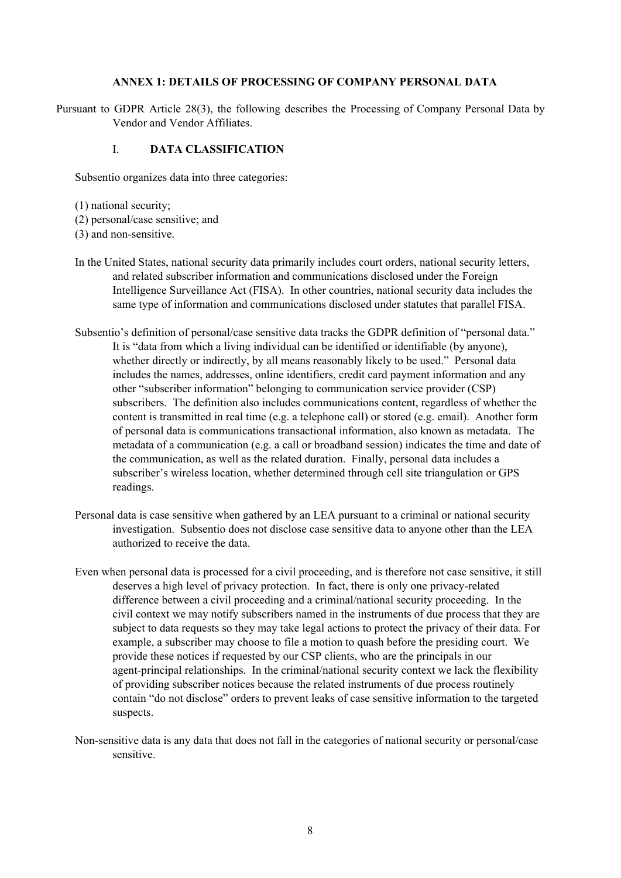**ANNEX 1: DETAILS OF PROCESSING OF COMPANY PERSONAL DATA**

Pursuant to GDPR Article 28(3), the following describes the Processing of Company Personal Data by Vendor and Vendor Affiliates.

## I. DATA CLASSIFICATION

Subsentio organizes data into three categories:

(1) national security;
(2) personal/case sensitive; and
(3) and non-sensitive.

In the United States, national security data primarily includes court orders, national security letters, and related subscriber information and communications disclosed under the Foreign Intelligence Surveillance Act (FISA). In other countries, national security data includes the same type of information and communications disclosed under statutes that parallel FISA.

Subsentio's definition of personal/case sensitive data tracks the GDPR definition of "personal data." It is "data from which a living individual can be identified or identifiable (by anyone), whether directly or indirectly, by all means reasonably likely to be used." Personal data includes the names, addresses, online identifiers, credit card payment information and any other "subscriber information" belonging to communication service provider (CSP) subscribers. The definition also includes communications content, regardless of whether the content is transmitted in real time (e.g. a telephone call) or stored (e.g. email). Another form of personal data is communications transactional information, also known as metadata. The metadata of a communication (e.g. a call or broadband session) indicates the time and date of the communication, as well as the related duration. Finally, personal data includes a subscriber's wireless location, whether determined through cell site triangulation or GPS readings.

Personal data is case sensitive when gathered by an LEA pursuant to a criminal or national security investigation. Subsentio does not disclose case sensitive data to anyone other than the LEA authorized to receive the data.

Even when personal data is processed for a civil proceeding, and is therefore not case sensitive, it still deserves a high level of privacy protection. In fact, there is only one privacy-related difference between a civil proceeding and a criminal/national security proceeding. In the civil context we may notify subscribers named in the instruments of due process that they are subject to data requests so they may take legal actions to protect the privacy of their data. For example, a subscriber may choose to file a motion to quash before the presiding court. We provide these notices if requested by our CSP clients, who are the principals in our agent-principal relationships. In the criminal/national security context we lack the flexibility of providing subscriber notices because the related instruments of due process routinely contain "do not disclose" orders to prevent leaks of case sensitive information to the targeted suspects.

Non-sensitive data is any data that does not fall in the categories of national security or personal/case sensitive.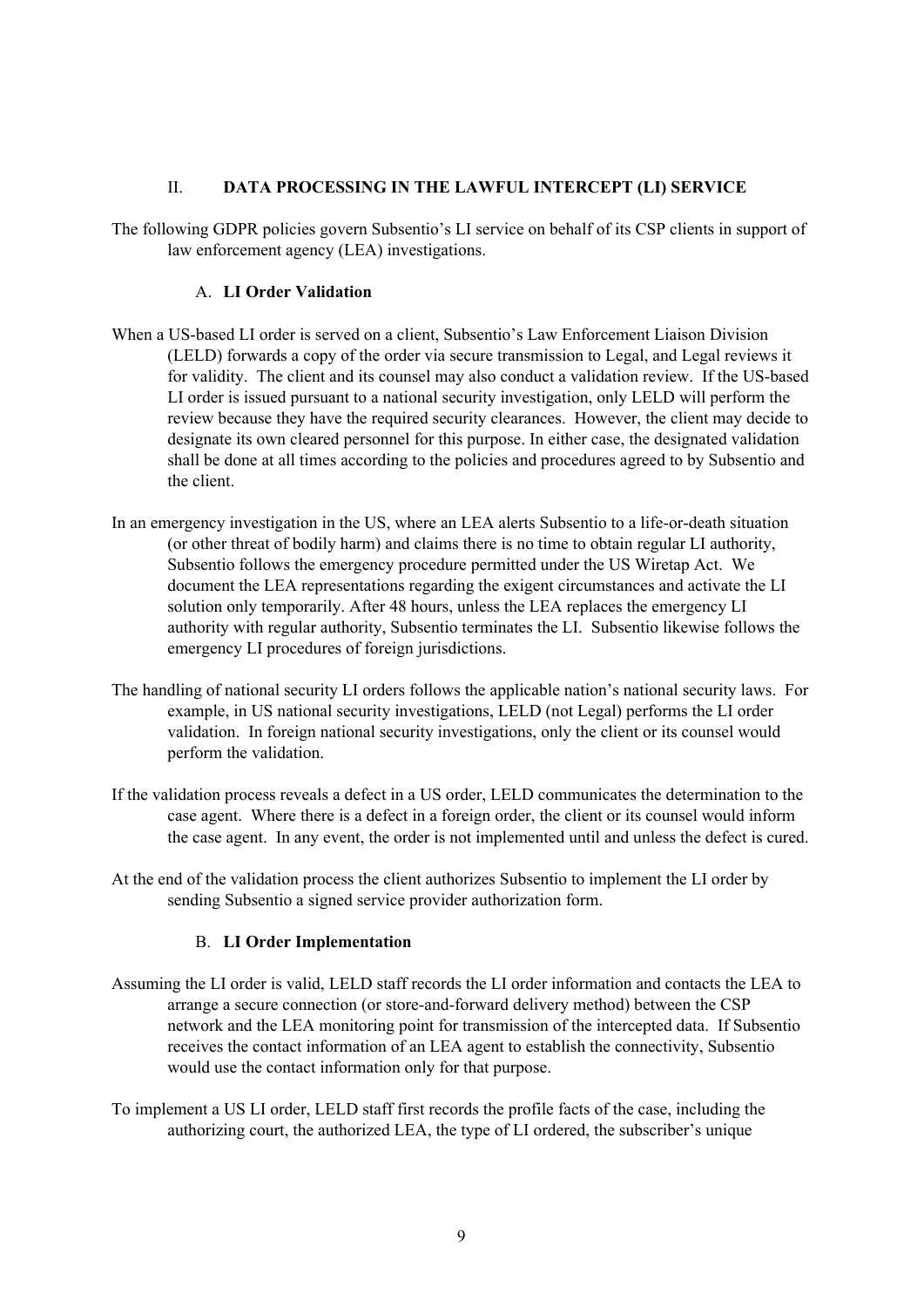## II. DATA PROCESSING IN THE LAWFUL INTERCEPT (LI) SERVICE

The following GDPR policies govern Subsentio's LI service on behalf of its CSP clients in support of law enforcement agency (LEA) investigations.

### A. LI Order Validation

When a US-based LI order is served on a client, Subsentio's Law Enforcement Liaison Division (LELD) forwards a copy of the order via secure transmission to Legal, and Legal reviews it for validity. The client and its counsel may also conduct a validation review. If the US-based LI order is issued pursuant to a national security investigation, only LELD will perform the review because they have the required security clearances. However, the client may decide to designate its own cleared personnel for this purpose. In either case, the designated validation shall be done at all times according to the policies and procedures agreed to by Subsentio and the client.

In an emergency investigation in the US, where an LEA alerts Subsentio to a life-or-death situation (or other threat of bodily harm) and claims there is no time to obtain regular LI authority, Subsentio follows the emergency procedure permitted under the US Wiretap Act. We document the LEA representations regarding the exigent circumstances and activate the LI solution only temporarily. After 48 hours, unless the LEA replaces the emergency LI authority with regular authority, Subsentio terminates the LI. Subsentio likewise follows the emergency LI procedures of foreign jurisdictions.

The handling of national security LI orders follows the applicable nation's national security laws. For example, in US national security investigations, LELD (not Legal) performs the LI order validation. In foreign national security investigations, only the client or its counsel would perform the validation.

If the validation process reveals a defect in a US order, LELD communicates the determination to the case agent. Where there is a defect in a foreign order, the client or its counsel would inform the case agent. In any event, the order is not implemented until and unless the defect is cured.

At the end of the validation process the client authorizes Subsentio to implement the LI order by sending Subsentio a signed service provider authorization form.

### B. LI Order Implementation

Assuming the LI order is valid, LELD staff records the LI order information and contacts the LEA to arrange a secure connection (or store-and-forward delivery method) between the CSP network and the LEA monitoring point for transmission of the intercepted data. If Subsentio receives the contact information of an LEA agent to establish the connectivity, Subsentio would use the contact information only for that purpose.

To implement a US LI order, LELD staff first records the profile facts of the case, including the authorizing court, the authorized LEA, the type of LI ordered, the subscriber's unique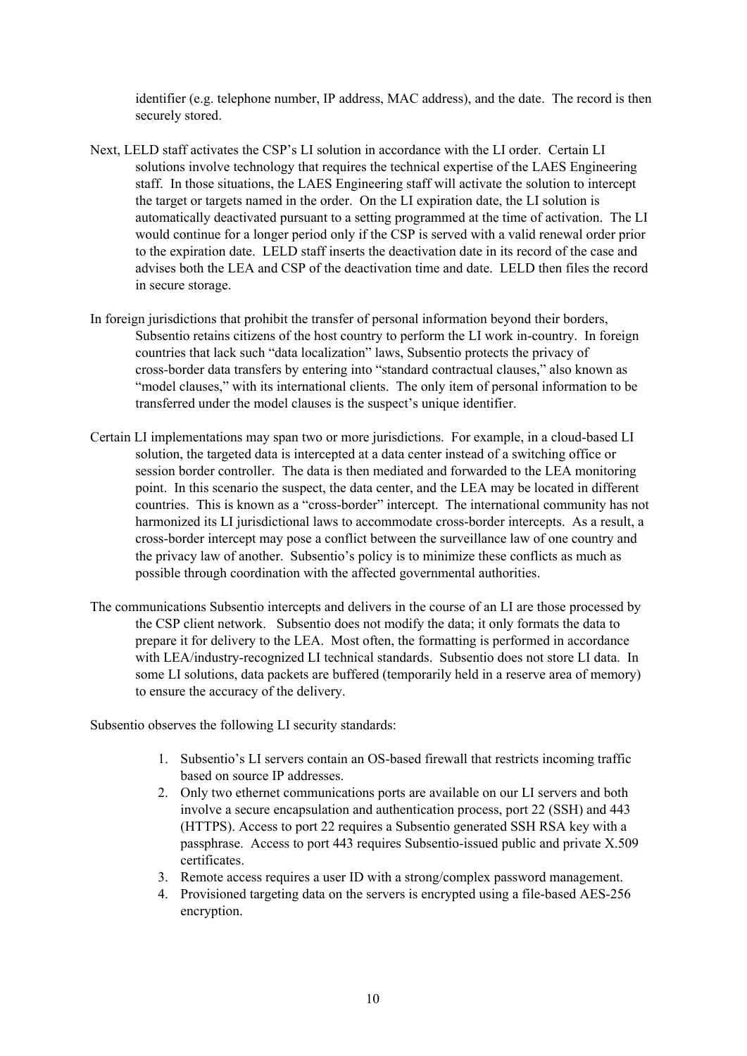identifier (e.g. telephone number, IP address, MAC address), and the date. The record is then securely stored.

Next, LELD staff activates the CSP's LI solution in accordance with the LI order. Certain LI solutions involve technology that requires the technical expertise of the LAES Engineering staff. In those situations, the LAES Engineering staff will activate the solution to intercept the target or targets named in the order. On the LI expiration date, the LI solution is automatically deactivated pursuant to a setting programmed at the time of activation. The LI would continue for a longer period only if the CSP is served with a valid renewal order prior to the expiration date. LELD staff inserts the deactivation date in its record of the case and advises both the LEA and CSP of the deactivation time and date. LELD then files the record in secure storage.

In foreign jurisdictions that prohibit the transfer of personal information beyond their borders, Subsentio retains citizens of the host country to perform the LI work in-country. In foreign countries that lack such "data localization" laws, Subsentio protects the privacy of cross-border data transfers by entering into "standard contractual clauses," also known as "model clauses," with its international clients. The only item of personal information to be transferred under the model clauses is the suspect's unique identifier.

Certain LI implementations may span two or more jurisdictions. For example, in a cloud-based LI solution, the targeted data is intercepted at a data center instead of a switching office or session border controller. The data is then mediated and forwarded to the LEA monitoring point. In this scenario the suspect, the data center, and the LEA may be located in different countries. This is known as a "cross-border" intercept. The international community has not harmonized its LI jurisdictional laws to accommodate cross-border intercepts. As a result, a cross-border intercept may pose a conflict between the surveillance law of one country and the privacy law of another. Subsentio's policy is to minimize these conflicts as much as possible through coordination with the affected governmental authorities.

The communications Subsentio intercepts and delivers in the course of an LI are those processed by the CSP client network. Subsentio does not modify the data; it only formats the data to prepare it for delivery to the LEA. Most often, the formatting is performed in accordance with LEA/industry-recognized LI technical standards. Subsentio does not store LI data. In some LI solutions, data packets are buffered (temporarily held in a reserve area of memory) to ensure the accuracy of the delivery.

Subsentio observes the following LI security standards:

1. Subsentio's LI servers contain an OS-based firewall that restricts incoming traffic based on source IP addresses.
2. Only two ethernet communications ports are available on our LI servers and both involve a secure encapsulation and authentication process, port 22 (SSH) and 443 (HTTPS). Access to port 22 requires a Subsentio generated SSH RSA key with a passphrase. Access to port 443 requires Subsentio-issued public and private X.509 certificates.
3. Remote access requires a user ID with a strong/complex password management.
4. Provisioned targeting data on the servers is encrypted using a file-based AES-256 encryption.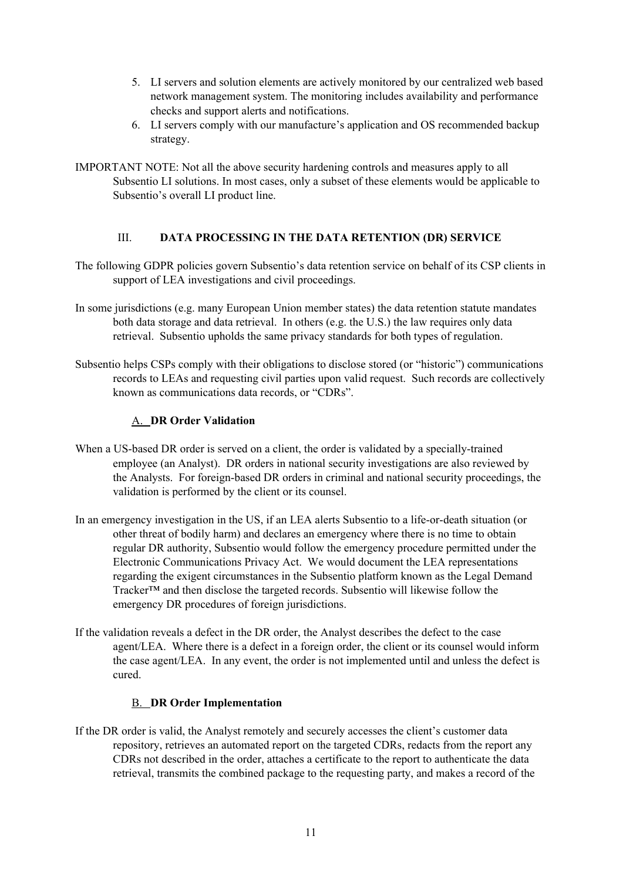5. LI servers and solution elements are actively monitored by our centralized web based network management system. The monitoring includes availability and performance checks and support alerts and notifications.
6. LI servers comply with our manufacture's application and OS recommended backup strategy.

IMPORTANT NOTE: Not all the above security hardening controls and measures apply to all Subsentio LI solutions. In most cases, only a subset of these elements would be applicable to Subsentio's overall LI product line.

## III. DATA PROCESSING IN THE DATA RETENTION (DR) SERVICE

The following GDPR policies govern Subsentio's data retention service on behalf of its CSP clients in support of LEA investigations and civil proceedings.

In some jurisdictions (e.g. many European Union member states) the data retention statute mandates both data storage and data retrieval. In others (e.g. the U.S.) the law requires only data retrieval. Subsentio upholds the same privacy standards for both types of regulation.

Subsentio helps CSPs comply with their obligations to disclose stored (or "historic") communications records to LEAs and requesting civil parties upon valid request. Such records are collectively known as communications data records, or "CDRs".

### A. DR Order Validation

When a US-based DR order is served on a client, the order is validated by a specially-trained employee (an Analyst). DR orders in national security investigations are also reviewed by the Analysts. For foreign-based DR orders in criminal and national security proceedings, the validation is performed by the client or its counsel.

In an emergency investigation in the US, if an LEA alerts Subsentio to a life-or-death situation (or other threat of bodily harm) and declares an emergency where there is no time to obtain regular DR authority, Subsentio would follow the emergency procedure permitted under the Electronic Communications Privacy Act. We would document the LEA representations regarding the exigent circumstances in the Subsentio platform known as the Legal Demand Tracker™ and then disclose the targeted records. Subsentio will likewise follow the emergency DR procedures of foreign jurisdictions.

If the validation reveals a defect in the DR order, the Analyst describes the defect to the case agent/LEA. Where there is a defect in a foreign order, the client or its counsel would inform the case agent/LEA. In any event, the order is not implemented until and unless the defect is cured.

### B. DR Order Implementation

If the DR order is valid, the Analyst remotely and securely accesses the client's customer data repository, retrieves an automated report on the targeted CDRs, redacts from the report any CDRs not described in the order, attaches a certificate to the report to authenticate the data retrieval, transmits the combined package to the requesting party, and makes a record of the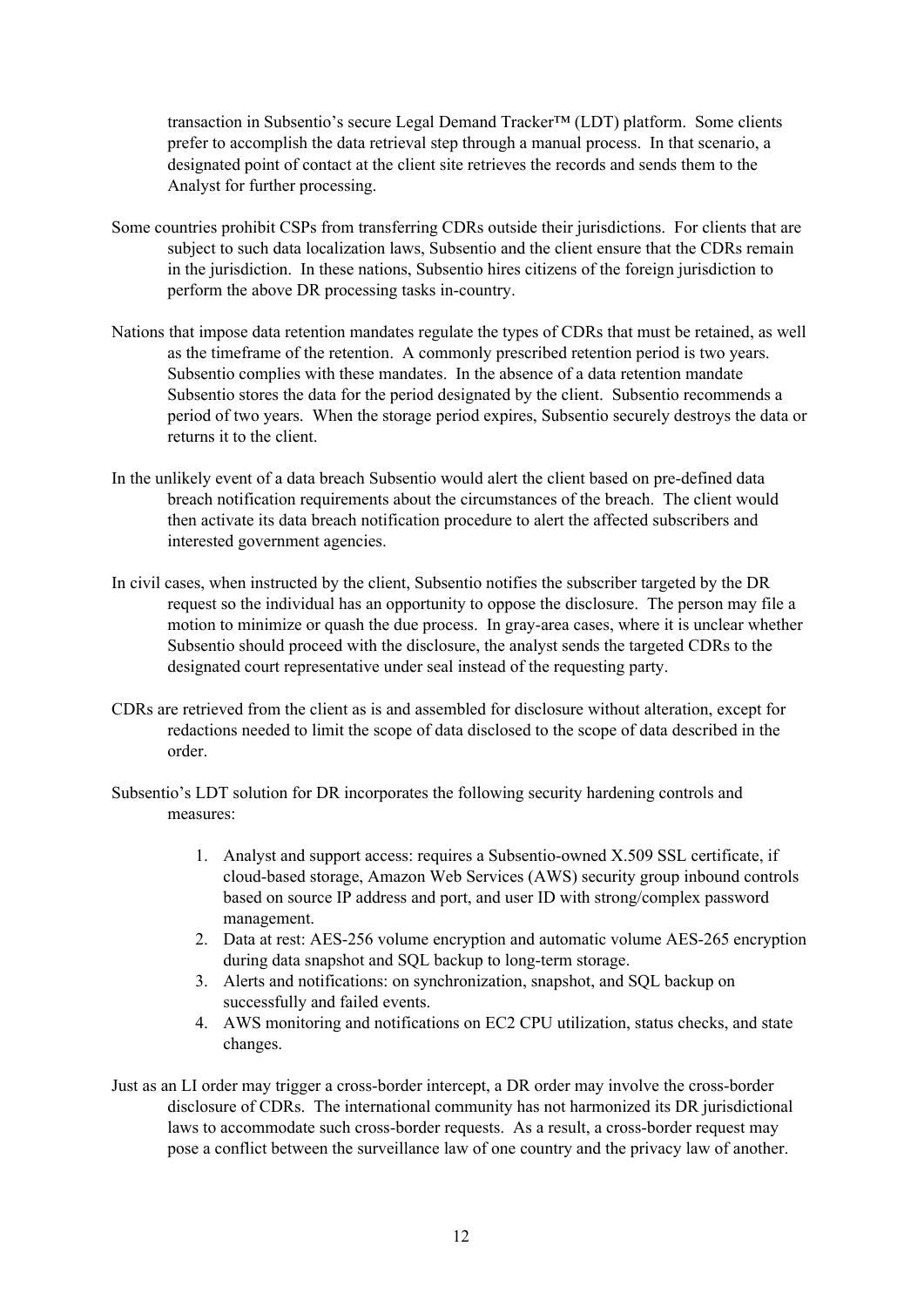transaction in Subsentio's secure Legal Demand Tracker™ (LDT) platform. Some clients prefer to accomplish the data retrieval step through a manual process. In that scenario, a designated point of contact at the client site retrieves the records and sends them to the Analyst for further processing.

Some countries prohibit CSPs from transferring CDRs outside their jurisdictions. For clients that are subject to such data localization laws, Subsentio and the client ensure that the CDRs remain in the jurisdiction. In these nations, Subsentio hires citizens of the foreign jurisdiction to perform the above DR processing tasks in-country.

Nations that impose data retention mandates regulate the types of CDRs that must be retained, as well as the timeframe of the retention. A commonly prescribed retention period is two years. Subsentio complies with these mandates. In the absence of a data retention mandate Subsentio stores the data for the period designated by the client. Subsentio recommends a period of two years. When the storage period expires, Subsentio securely destroys the data or returns it to the client.

In the unlikely event of a data breach Subsentio would alert the client based on pre-defined data breach notification requirements about the circumstances of the breach. The client would then activate its data breach notification procedure to alert the affected subscribers and interested government agencies.

In civil cases, when instructed by the client, Subsentio notifies the subscriber targeted by the DR request so the individual has an opportunity to oppose the disclosure. The person may file a motion to minimize or quash the due process. In gray-area cases, where it is unclear whether Subsentio should proceed with the disclosure, the analyst sends the targeted CDRs to the designated court representative under seal instead of the requesting party.

CDRs are retrieved from the client as is and assembled for disclosure without alteration, except for redactions needed to limit the scope of data disclosed to the scope of data described in the order.

Subsentio's LDT solution for DR incorporates the following security hardening controls and measures:

1. Analyst and support access: requires a Subsentio-owned X.509 SSL certificate, if cloud-based storage, Amazon Web Services (AWS) security group inbound controls based on source IP address and port, and user ID with strong/complex password management.
2. Data at rest: AES-256 volume encryption and automatic volume AES-265 encryption during data snapshot and SQL backup to long-term storage.
3. Alerts and notifications: on synchronization, snapshot, and SQL backup on successfully and failed events.
4. AWS monitoring and notifications on EC2 CPU utilization, status checks, and state changes.

Just as an LI order may trigger a cross-border intercept, a DR order may involve the cross-border disclosure of CDRs. The international community has not harmonized its DR jurisdictional laws to accommodate such cross-border requests. As a result, a cross-border request may pose a conflict between the surveillance law of one country and the privacy law of another.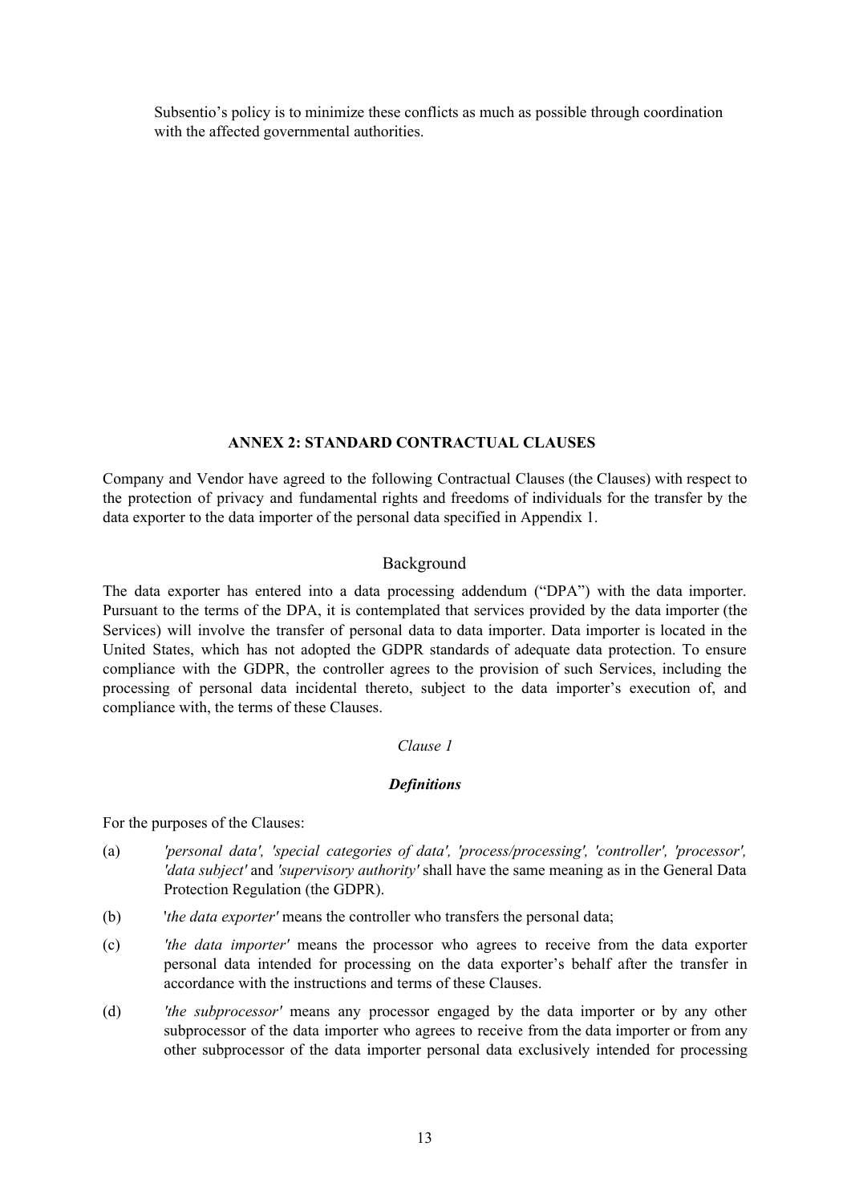Subsentio's policy is to minimize these conflicts as much as possible through coordination with the affected governmental authorities.

## ANNEX 2: STANDARD CONTRACTUAL CLAUSES

Company and Vendor have agreed to the following Contractual Clauses (the Clauses) with respect to the protection of privacy and fundamental rights and freedoms of individuals for the transfer by the data exporter to the data importer of the personal data specified in Appendix 1.

### Background

The data exporter has entered into a data processing addendum ("DPA") with the data importer. Pursuant to the terms of the DPA, it is contemplated that services provided by the data importer (the Services) will involve the transfer of personal data to data importer. Data importer is located in the United States, which has not adopted the GDPR standards of adequate data protection. To ensure compliance with the GDPR, the controller agrees to the provision of such Services, including the processing of personal data incidental thereto, subject to the data importer's execution of, and compliance with, the terms of these Clauses.

*Clause 1*

***Definitions***

For the purposes of the Clauses:

(a) *'personal data', 'special categories of data', 'process/processing', 'controller', 'processor', 'data subject'* and *'supervisory authority'* shall have the same meaning as in the General Data Protection Regulation (the GDPR).

(b) '*the data exporter'* means the controller who transfers the personal data;

(c) *'the data importer'* means the processor who agrees to receive from the data exporter personal data intended for processing on the data exporter's behalf after the transfer in accordance with the instructions and terms of these Clauses.

(d) *'the subprocessor'* means any processor engaged by the data importer or by any other subprocessor of the data importer who agrees to receive from the data importer or from any other subprocessor of the data importer personal data exclusively intended for processing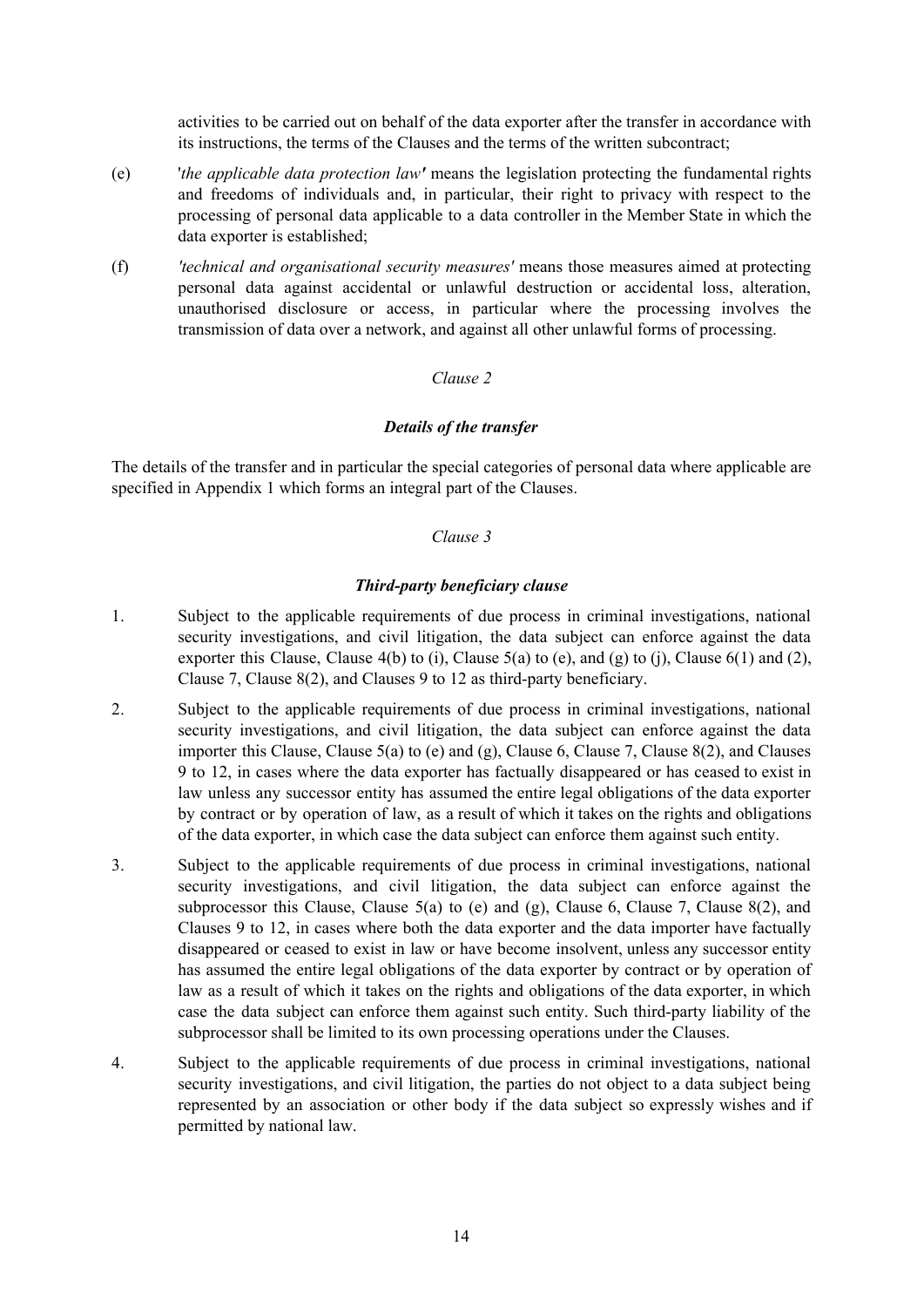activities to be carried out on behalf of the data exporter after the transfer in accordance with its instructions, the terms of the Clauses and the terms of the written subcontract;

(e) '*the applicable data protection law*' means the legislation protecting the fundamental rights and freedoms of individuals and, in particular, their right to privacy with respect to the processing of personal data applicable to a data controller in the Member State in which the data exporter is established;

(f) *'technical and organisational security measures'* means those measures aimed at protecting personal data against accidental or unlawful destruction or accidental loss, alteration, unauthorised disclosure or access, in particular where the processing involves the transmission of data over a network, and against all other unlawful forms of processing.

*Clause 2*

***Details of the transfer***

The details of the transfer and in particular the special categories of personal data where applicable are specified in Appendix 1 which forms an integral part of the Clauses.

*Clause 3*

***Third-party beneficiary clause***

1. Subject to the applicable requirements of due process in criminal investigations, national security investigations, and civil litigation, the data subject can enforce against the data exporter this Clause, Clause 4(b) to (i), Clause 5(a) to (e), and (g) to (j), Clause 6(1) and (2), Clause 7, Clause 8(2), and Clauses 9 to 12 as third-party beneficiary.

2. Subject to the applicable requirements of due process in criminal investigations, national security investigations, and civil litigation, the data subject can enforce against the data importer this Clause, Clause 5(a) to (e) and (g), Clause 6, Clause 7, Clause 8(2), and Clauses 9 to 12, in cases where the data exporter has factually disappeared or has ceased to exist in law unless any successor entity has assumed the entire legal obligations of the data exporter by contract or by operation of law, as a result of which it takes on the rights and obligations of the data exporter, in which case the data subject can enforce them against such entity.

3. Subject to the applicable requirements of due process in criminal investigations, national security investigations, and civil litigation, the data subject can enforce against the subprocessor this Clause, Clause 5(a) to (e) and (g), Clause 6, Clause 7, Clause 8(2), and Clauses 9 to 12, in cases where both the data exporter and the data importer have factually disappeared or ceased to exist in law or have become insolvent, unless any successor entity has assumed the entire legal obligations of the data exporter by contract or by operation of law as a result of which it takes on the rights and obligations of the data exporter, in which case the data subject can enforce them against such entity. Such third-party liability of the subprocessor shall be limited to its own processing operations under the Clauses.

4. Subject to the applicable requirements of due process in criminal investigations, national security investigations, and civil litigation, the parties do not object to a data subject being represented by an association or other body if the data subject so expressly wishes and if permitted by national law.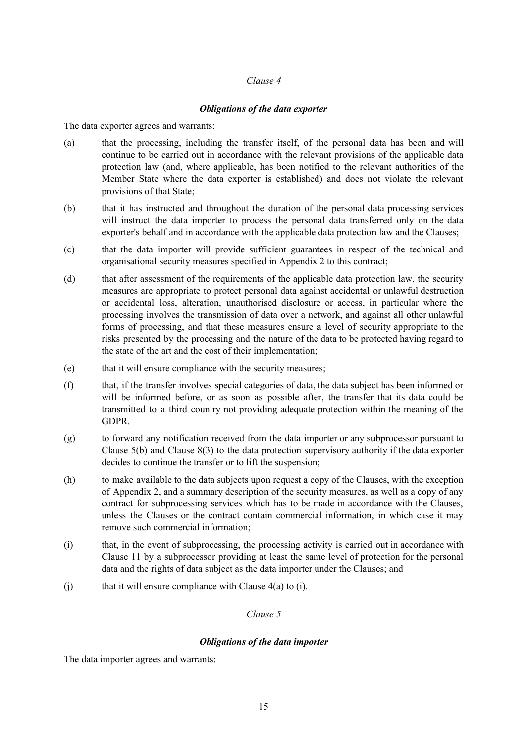*Clause 4*

***Obligations of the data exporter***

The data exporter agrees and warrants:

(a) that the processing, including the transfer itself, of the personal data has been and will continue to be carried out in accordance with the relevant provisions of the applicable data protection law (and, where applicable, has been notified to the relevant authorities of the Member State where the data exporter is established) and does not violate the relevant provisions of that State;

(b) that it has instructed and throughout the duration of the personal data processing services will instruct the data importer to process the personal data transferred only on the data exporter's behalf and in accordance with the applicable data protection law and the Clauses;

(c) that the data importer will provide sufficient guarantees in respect of the technical and organisational security measures specified in Appendix 2 to this contract;

(d) that after assessment of the requirements of the applicable data protection law, the security measures are appropriate to protect personal data against accidental or unlawful destruction or accidental loss, alteration, unauthorised disclosure or access, in particular where the processing involves the transmission of data over a network, and against all other unlawful forms of processing, and that these measures ensure a level of security appropriate to the risks presented by the processing and the nature of the data to be protected having regard to the state of the art and the cost of their implementation;

(e) that it will ensure compliance with the security measures;

(f) that, if the transfer involves special categories of data, the data subject has been informed or will be informed before, or as soon as possible after, the transfer that its data could be transmitted to a third country not providing adequate protection within the meaning of the GDPR.

(g) to forward any notification received from the data importer or any subprocessor pursuant to Clause 5(b) and Clause 8(3) to the data protection supervisory authority if the data exporter decides to continue the transfer or to lift the suspension;

(h) to make available to the data subjects upon request a copy of the Clauses, with the exception of Appendix 2, and a summary description of the security measures, as well as a copy of any contract for subprocessing services which has to be made in accordance with the Clauses, unless the Clauses or the contract contain commercial information, in which case it may remove such commercial information;

(i) that, in the event of subprocessing, the processing activity is carried out in accordance with Clause 11 by a subprocessor providing at least the same level of protection for the personal data and the rights of data subject as the data importer under the Clauses; and

(j) that it will ensure compliance with Clause 4(a) to (i).

*Clause 5*

***Obligations of the data importer***

The data importer agrees and warrants: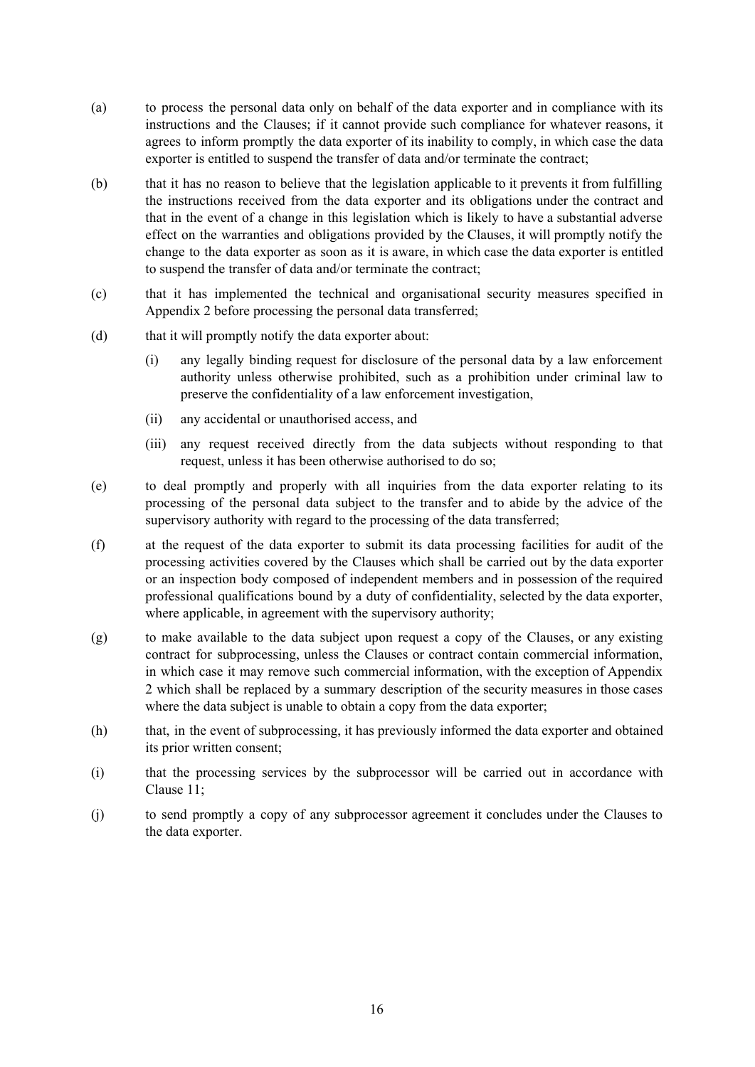(a) to process the personal data only on behalf of the data exporter and in compliance with its instructions and the Clauses; if it cannot provide such compliance for whatever reasons, it agrees to inform promptly the data exporter of its inability to comply, in which case the data exporter is entitled to suspend the transfer of data and/or terminate the contract;

(b) that it has no reason to believe that the legislation applicable to it prevents it from fulfilling the instructions received from the data exporter and its obligations under the contract and that in the event of a change in this legislation which is likely to have a substantial adverse effect on the warranties and obligations provided by the Clauses, it will promptly notify the change to the data exporter as soon as it is aware, in which case the data exporter is entitled to suspend the transfer of data and/or terminate the contract;

(c) that it has implemented the technical and organisational security measures specified in Appendix 2 before processing the personal data transferred;

(d) that it will promptly notify the data exporter about:

    (i) any legally binding request for disclosure of the personal data by a law enforcement authority unless otherwise prohibited, such as a prohibition under criminal law to preserve the confidentiality of a law enforcement investigation,

    (ii) any accidental or unauthorised access, and

    (iii) any request received directly from the data subjects without responding to that request, unless it has been otherwise authorised to do so;

(e) to deal promptly and properly with all inquiries from the data exporter relating to its processing of the personal data subject to the transfer and to abide by the advice of the supervisory authority with regard to the processing of the data transferred;

(f) at the request of the data exporter to submit its data processing facilities for audit of the processing activities covered by the Clauses which shall be carried out by the data exporter or an inspection body composed of independent members and in possession of the required professional qualifications bound by a duty of confidentiality, selected by the data exporter, where applicable, in agreement with the supervisory authority;

(g) to make available to the data subject upon request a copy of the Clauses, or any existing contract for subprocessing, unless the Clauses or contract contain commercial information, in which case it may remove such commercial information, with the exception of Appendix 2 which shall be replaced by a summary description of the security measures in those cases where the data subject is unable to obtain a copy from the data exporter;

(h) that, in the event of subprocessing, it has previously informed the data exporter and obtained its prior written consent;

(i) that the processing services by the subprocessor will be carried out in accordance with Clause 11;

(j) to send promptly a copy of any subprocessor agreement it concludes under the Clauses to the data exporter.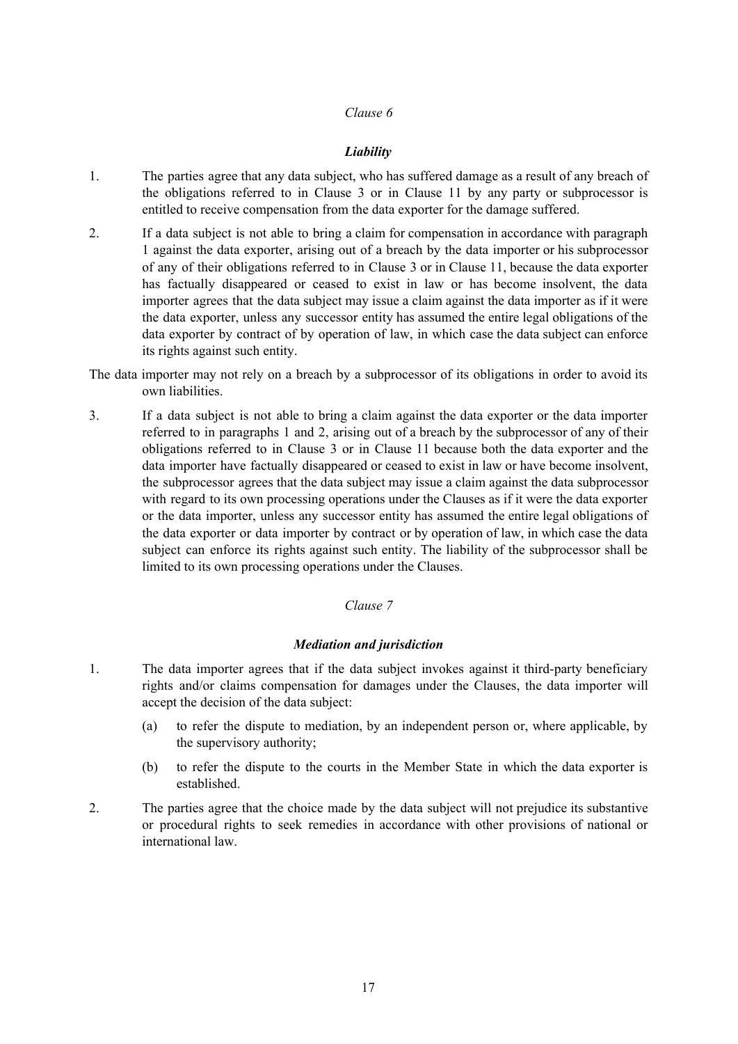*Clause 6*

***Liability***

1. The parties agree that any data subject, who has suffered damage as a result of any breach of the obligations referred to in Clause 3 or in Clause 11 by any party or subprocessor is entitled to receive compensation from the data exporter for the damage suffered.

2. If a data subject is not able to bring a claim for compensation in accordance with paragraph 1 against the data exporter, arising out of a breach by the data importer or his subprocessor of any of their obligations referred to in Clause 3 or in Clause 11, because the data exporter has factually disappeared or ceased to exist in law or has become insolvent, the data importer agrees that the data subject may issue a claim against the data importer as if it were the data exporter, unless any successor entity has assumed the entire legal obligations of the data exporter by contract of by operation of law, in which case the data subject can enforce its rights against such entity.

The data importer may not rely on a breach by a subprocessor of its obligations in order to avoid its own liabilities.

3. If a data subject is not able to bring a claim against the data exporter or the data importer referred to in paragraphs 1 and 2, arising out of a breach by the subprocessor of any of their obligations referred to in Clause 3 or in Clause 11 because both the data exporter and the data importer have factually disappeared or ceased to exist in law or have become insolvent, the subprocessor agrees that the data subject may issue a claim against the data subprocessor with regard to its own processing operations under the Clauses as if it were the data exporter or the data importer, unless any successor entity has assumed the entire legal obligations of the data exporter or data importer by contract or by operation of law, in which case the data subject can enforce its rights against such entity. The liability of the subprocessor shall be limited to its own processing operations under the Clauses.

*Clause 7*

***Mediation and jurisdiction***

1. The data importer agrees that if the data subject invokes against it third-party beneficiary rights and/or claims compensation for damages under the Clauses, the data importer will accept the decision of the data subject:

   (a) to refer the dispute to mediation, by an independent person or, where applicable, by the supervisory authority;

   (b) to refer the dispute to the courts in the Member State in which the data exporter is established.

2. The parties agree that the choice made by the data subject will not prejudice its substantive or procedural rights to seek remedies in accordance with other provisions of national or international law.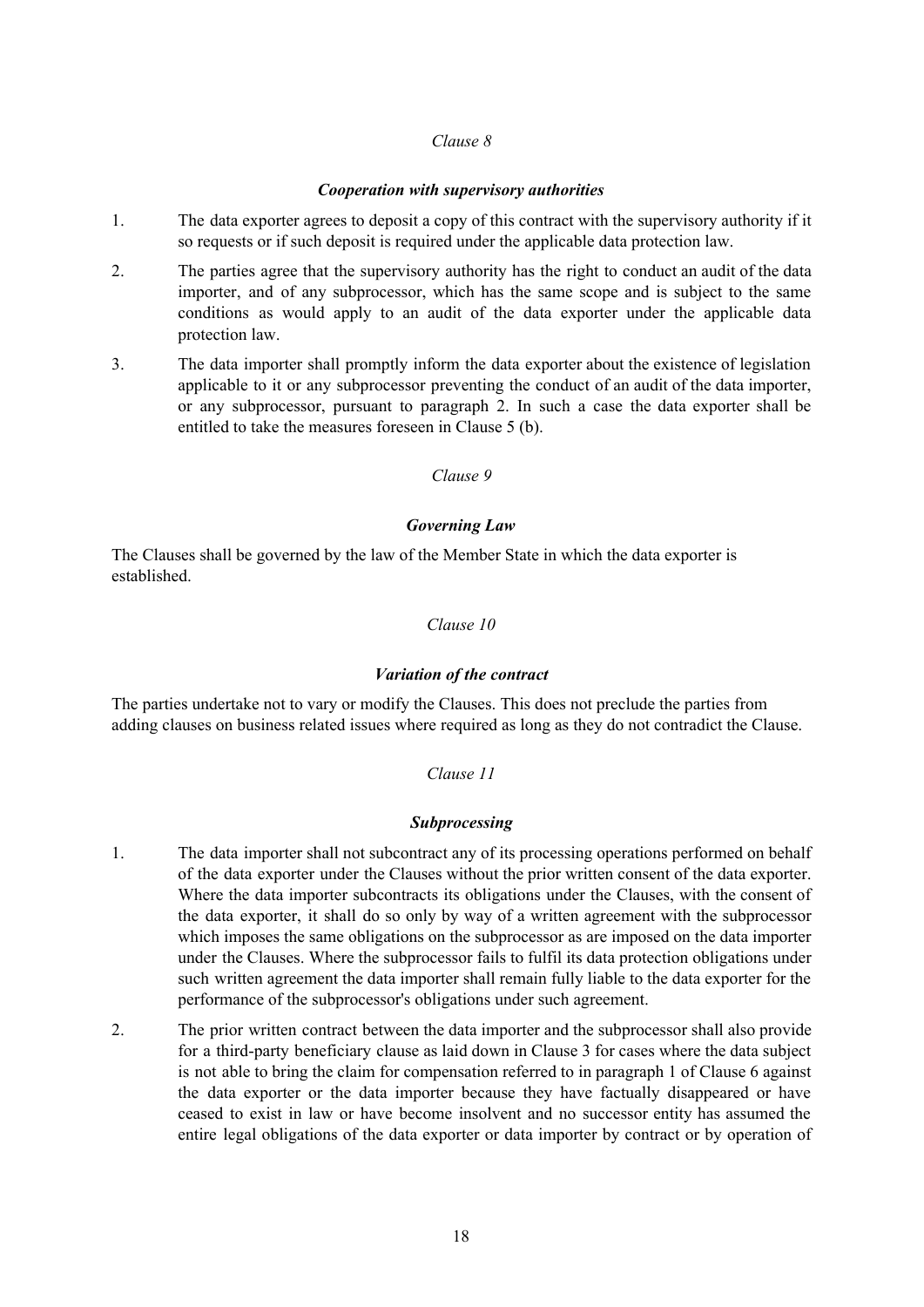*Clause 8*

***Cooperation with supervisory authorities***

1. The data exporter agrees to deposit a copy of this contract with the supervisory authority if it so requests or if such deposit is required under the applicable data protection law.
2. The parties agree that the supervisory authority has the right to conduct an audit of the data importer, and of any subprocessor, which has the same scope and is subject to the same conditions as would apply to an audit of the data exporter under the applicable data protection law.
3. The data importer shall promptly inform the data exporter about the existence of legislation applicable to it or any subprocessor preventing the conduct of an audit of the data importer, or any subprocessor, pursuant to paragraph 2. In such a case the data exporter shall be entitled to take the measures foreseen in Clause 5 (b).

*Clause 9*

***Governing Law***

The Clauses shall be governed by the law of the Member State in which the data exporter is established.

*Clause 10*

***Variation of the contract***

The parties undertake not to vary or modify the Clauses. This does not preclude the parties from adding clauses on business related issues where required as long as they do not contradict the Clause.

*Clause 11*

***Subprocessing***

1. The data importer shall not subcontract any of its processing operations performed on behalf of the data exporter under the Clauses without the prior written consent of the data exporter. Where the data importer subcontracts its obligations under the Clauses, with the consent of the data exporter, it shall do so only by way of a written agreement with the subprocessor which imposes the same obligations on the subprocessor as are imposed on the data importer under the Clauses. Where the subprocessor fails to fulfil its data protection obligations under such written agreement the data importer shall remain fully liable to the data exporter for the performance of the subprocessor's obligations under such agreement.
2. The prior written contract between the data importer and the subprocessor shall also provide for a third-party beneficiary clause as laid down in Clause 3 for cases where the data subject is not able to bring the claim for compensation referred to in paragraph 1 of Clause 6 against the data exporter or the data importer because they have factually disappeared or have ceased to exist in law or have become insolvent and no successor entity has assumed the entire legal obligations of the data exporter or data importer by contract or by operation of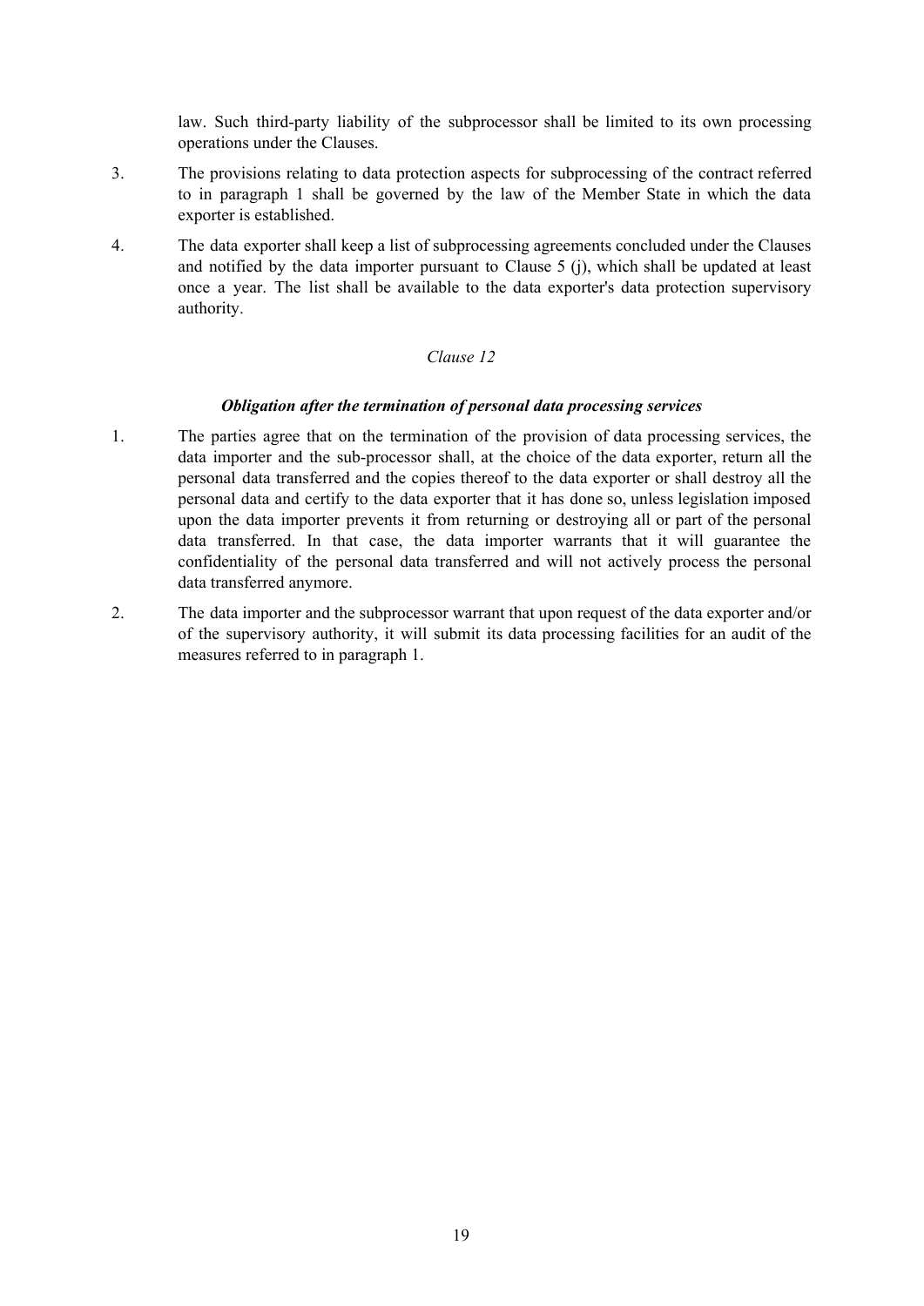law. Such third-party liability of the subprocessor shall be limited to its own processing operations under the Clauses.

3. The provisions relating to data protection aspects for subprocessing of the contract referred to in paragraph 1 shall be governed by the law of the Member State in which the data exporter is established.

4. The data exporter shall keep a list of subprocessing agreements concluded under the Clauses and notified by the data importer pursuant to Clause 5 (j), which shall be updated at least once a year. The list shall be available to the data exporter's data protection supervisory authority.

*Clause 12*

***Obligation after the termination of personal data processing services***

1. The parties agree that on the termination of the provision of data processing services, the data importer and the sub-processor shall, at the choice of the data exporter, return all the personal data transferred and the copies thereof to the data exporter or shall destroy all the personal data and certify to the data exporter that it has done so, unless legislation imposed upon the data importer prevents it from returning or destroying all or part of the personal data transferred. In that case, the data importer warrants that it will guarantee the confidentiality of the personal data transferred and will not actively process the personal data transferred anymore.

2. The data importer and the subprocessor warrant that upon request of the data exporter and/or of the supervisory authority, it will submit its data processing facilities for an audit of the measures referred to in paragraph 1.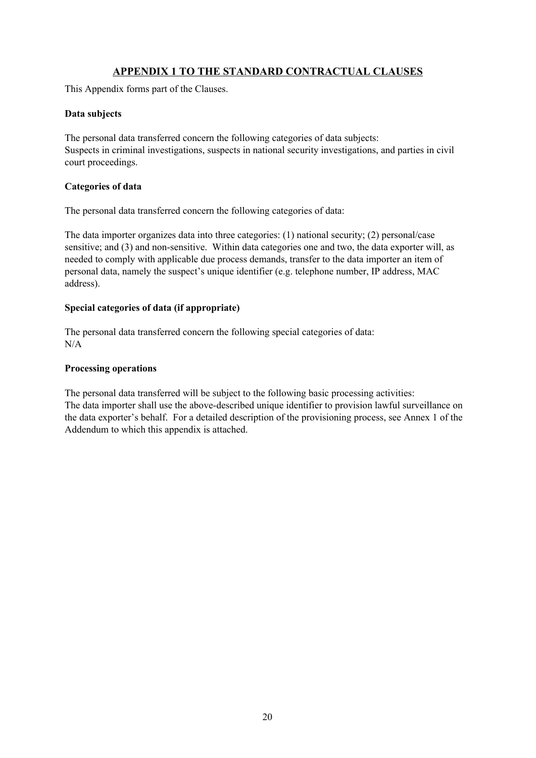## APPENDIX 1 TO THE STANDARD CONTRACTUAL CLAUSES

This Appendix forms part of the Clauses.

**Data subjects**

The personal data transferred concern the following categories of data subjects:
Suspects in criminal investigations, suspects in national security investigations, and parties in civil court proceedings.

**Categories of data**

The personal data transferred concern the following categories of data:

The data importer organizes data into three categories: (1) national security; (2) personal/case sensitive; and (3) and non-sensitive. Within data categories one and two, the data exporter will, as needed to comply with applicable due process demands, transfer to the data importer an item of personal data, namely the suspect's unique identifier (e.g. telephone number, IP address, MAC address).

**Special categories of data (if appropriate)**

The personal data transferred concern the following special categories of data:
N/A

**Processing operations**

The personal data transferred will be subject to the following basic processing activities:
The data importer shall use the above-described unique identifier to provision lawful surveillance on the data exporter's behalf. For a detailed description of the provisioning process, see Annex 1 of the Addendum to which this appendix is attached.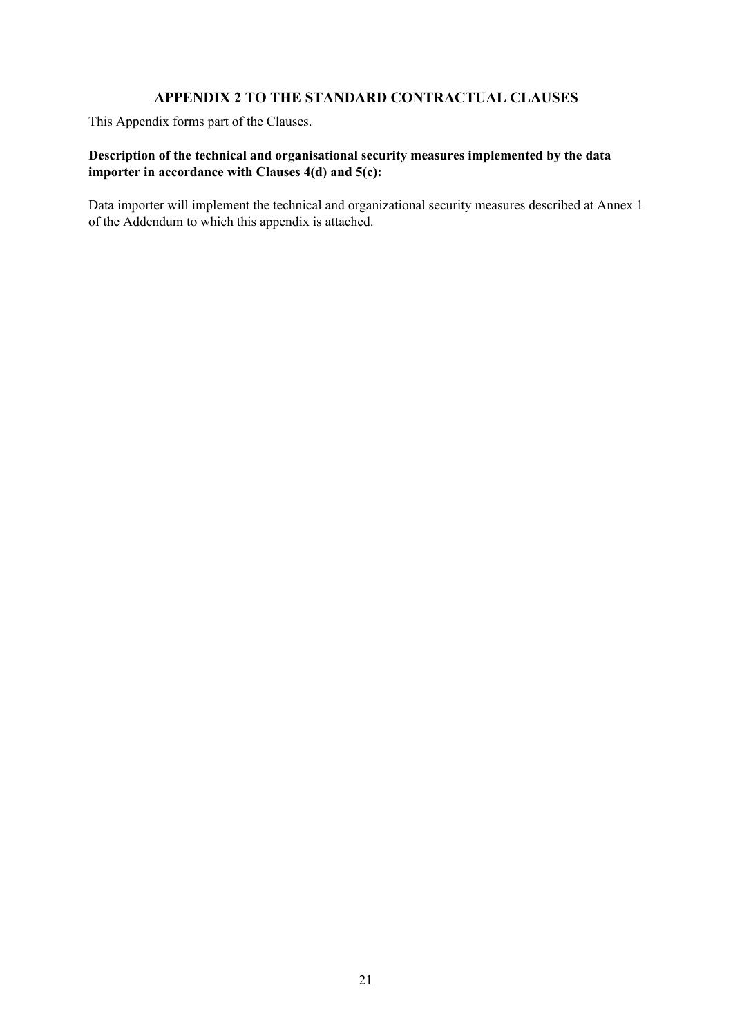# APPENDIX 2 TO THE STANDARD CONTRACTUAL CLAUSES

This Appendix forms part of the Clauses.

**Description of the technical and organisational security measures implemented by the data importer in accordance with Clauses 4(d) and 5(c):**

Data importer will implement the technical and organizational security measures described at Annex 1 of the Addendum to which this appendix is attached.